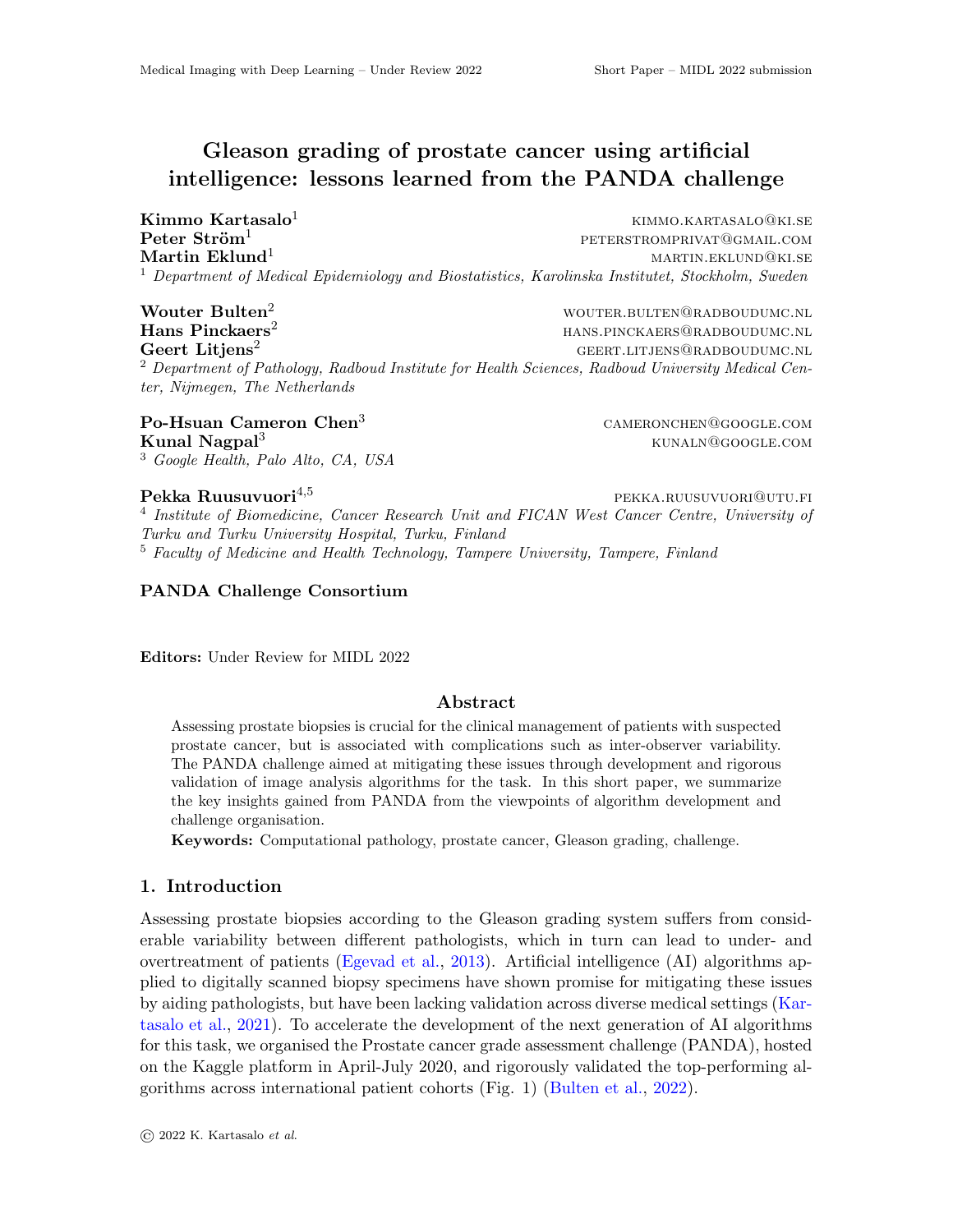# Gleason grading of prostate cancer using artificial intelligence: lessons learned from the PANDA challenge

**Kimmo Kartasalo**[1] KIMMO.KARTASALO@KI.SE
**Peter Ström**[1] PETERSTROMPRIVAT@GMAIL.COM
**Martin Eklund**[1] MARTIN.EKLUND@KI.SE

[1] *Department of Medical Epidemiology and Biostatistics, Karolinska Institutet, Stockholm, Sweden*

**Wouter Bulten**[2] WOUTER.BULTEN@RADBOUDUMC.NL
**Hans Pinckaers**[2] HANS.PINCKAERS@RADBOUDUMC.NL
**Geert Litjens**[2] GEERT.LITJENS@RADBOUDUMC.NL

[2] *Department of Pathology, Radboud Institute for Health Sciences, Radboud University Medical Center, Nijmegen, The Netherlands*

**Po-Hsuan Cameron Chen**[3] CAMERONCHEN@GOOGLE.COM
**Kunal Nagpal**[3] KUNALN@GOOGLE.COM

[3] *Google Health, Palo Alto, CA, USA*

**Pekka Ruusuvuori**[4,5] PEKKA.RUUSUVUORI@UTU.FI

[4] *Institute of Biomedicine, Cancer Research Unit and FICAN West Cancer Centre, University of Turku and Turku University Hospital, Turku, Finland*

[5] *Faculty of Medicine and Health Technology, Tampere University, Tampere, Finland*

**PANDA Challenge Consortium**

**Editors:** Under Review for MIDL 2022

## Abstract

Assessing prostate biopsies is crucial for the clinical management of patients with suspected prostate cancer, but is associated with complications such as inter-observer variability. The PANDA challenge aimed at mitigating these issues through development and rigorous validation of image analysis algorithms for the task. In this short paper, we summarize the key insights gained from PANDA from the viewpoints of algorithm development and challenge organisation.

**Keywords:** Computational pathology, prostate cancer, Gleason grading, challenge.

## 1. Introduction

Assessing prostate biopsies according to the Gleason grading system suffers from considerable variability between different pathologists, which in turn can lead to under- and overtreatment of patients (Egevad et al., 2013). Artificial intelligence (AI) algorithms applied to digitally scanned biopsy specimens have shown promise for mitigating these issues by aiding pathologists, but have been lacking validation across diverse medical settings (Kartasalo et al., 2021). To accelerate the development of the next generation of AI algorithms for this task, we organised the Prostate cancer grade assessment challenge (PANDA), hosted on the Kaggle platform in April-July 2020, and rigorously validated the top-performing algorithms across international patient cohorts (Fig. 1) (Bulten et al., 2022).

© 2022 K. Kartasalo *et al.*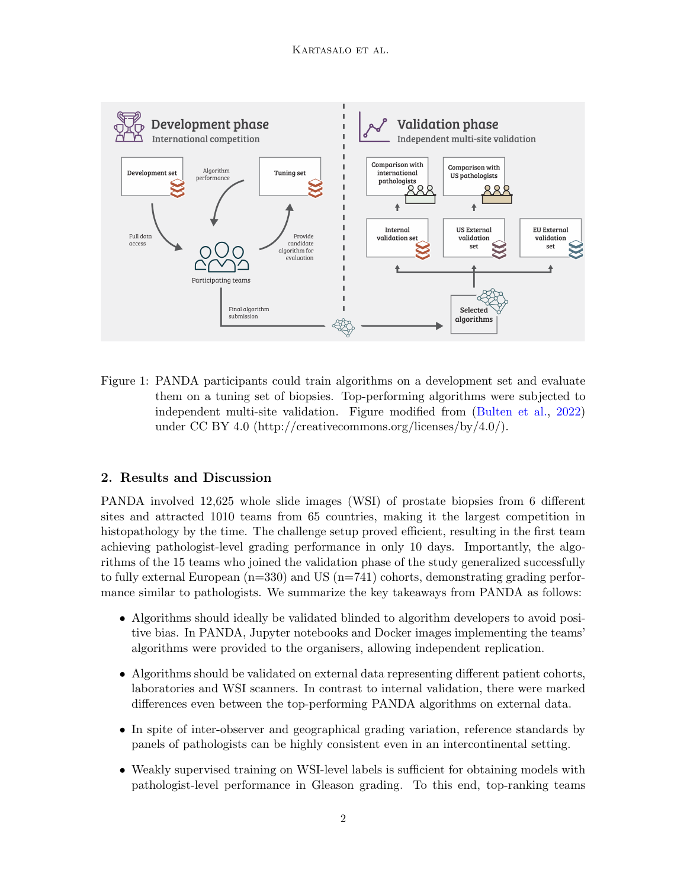Figure 1: PANDA participants could train algorithms on a development set and evaluate them on a tuning set of biopsies. Top-performing algorithms were subjected to independent multi-site validation. Figure modified from (Bulten et al., 2022) under CC BY 4.0 (http://creativecommons.org/licenses/by/4.0/).

## 2. Results and Discussion

PANDA involved 12,625 whole slide images (WSI) of prostate biopsies from 6 different sites and attracted 1010 teams from 65 countries, making it the largest competition in histopathology by the time. The challenge setup proved efficient, resulting in the first team achieving pathologist-level grading performance in only 10 days. Importantly, the algorithms of the 15 teams who joined the validation phase of the study generalized successfully to fully external European (n=330) and US (n=741) cohorts, demonstrating grading performance similar to pathologists. We summarize the key takeaways from PANDA as follows:

- Algorithms should ideally be validated blinded to algorithm developers to avoid positive bias. In PANDA, Jupyter notebooks and Docker images implementing the teams' algorithms were provided to the organisers, allowing independent replication.
- Algorithms should be validated on external data representing different patient cohorts, laboratories and WSI scanners. In contrast to internal validation, there were marked differences even between the top-performing PANDA algorithms on external data.
- In spite of inter-observer and geographical grading variation, reference standards by panels of pathologists can be highly consistent even in an intercontinental setting.
- Weakly supervised training on WSI-level labels is sufficient for obtaining models with pathologist-level performance in Gleason grading. To this end, top-ranking teams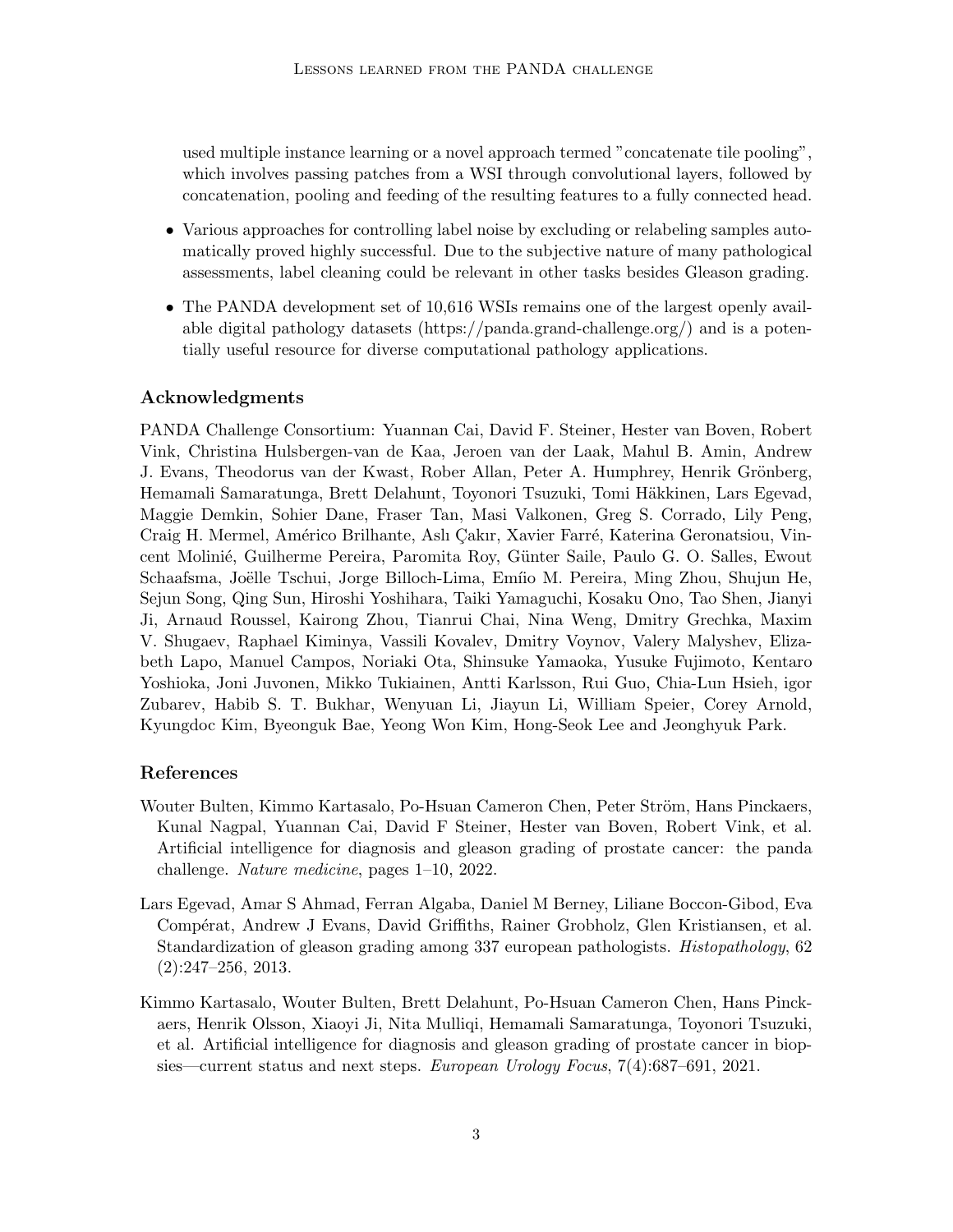used multiple instance learning or a novel approach termed "concatenate tile pooling", which involves passing patches from a WSI through convolutional layers, followed by concatenation, pooling and feeding of the resulting features to a fully connected head.

- Various approaches for controlling label noise by excluding or relabeling samples automatically proved highly successful. Due to the subjective nature of many pathological assessments, label cleaning could be relevant in other tasks besides Gleason grading.
- The PANDA development set of 10,616 WSIs remains one of the largest openly available digital pathology datasets (https://panda.grand-challenge.org/) and is a potentially useful resource for diverse computational pathology applications.

## Acknowledgments

PANDA Challenge Consortium: Yuannan Cai, David F. Steiner, Hester van Boven, Robert Vink, Christina Hulsbergen-van de Kaa, Jeroen van der Laak, Mahul B. Amin, Andrew J. Evans, Theodorus van der Kwast, Rober Allan, Peter A. Humphrey, Henrik Grönberg, Hemamali Samaratunga, Brett Delahunt, Toyonori Tsuzuki, Tomi Häkkinen, Lars Egevad, Maggie Demkin, Sohier Dane, Fraser Tan, Masi Valkonen, Greg S. Corrado, Lily Peng, Craig H. Mermel, Américo Brilhante, Aslı Çakır, Xavier Farré, Katerina Geronatsiou, Vincent Molinié, Guilherme Pereira, Paromita Roy, Günter Saile, Paulo G. O. Salles, Ewout Schaafsma, Joëlle Tschui, Jorge Billoch-Lima, Emíio M. Pereira, Ming Zhou, Shujun He, Sejun Song, Qing Sun, Hiroshi Yoshihara, Taiki Yamaguchi, Kosaku Ono, Tao Shen, Jianyi Ji, Arnaud Roussel, Kairong Zhou, Tianrui Chai, Nina Weng, Dmitry Grechka, Maxim V. Shugaev, Raphael Kiminya, Vassili Kovalev, Dmitry Voynov, Valery Malyshev, Elizabeth Lapo, Manuel Campos, Noriaki Ota, Shinsuke Yamaoka, Yusuke Fujimoto, Kentaro Yoshioka, Joni Juvonen, Mikko Tukiainen, Antti Karlsson, Rui Guo, Chia-Lun Hsieh, igor Zubarev, Habib S. T. Bukhar, Wenyuan Li, Jiayun Li, William Speier, Corey Arnold, Kyungdoc Kim, Byeonguk Bae, Yeong Won Kim, Hong-Seok Lee and Jeonghyuk Park.

## References

Wouter Bulten, Kimmo Kartasalo, Po-Hsuan Cameron Chen, Peter Ström, Hans Pinckaers, Kunal Nagpal, Yuannan Cai, David F Steiner, Hester van Boven, Robert Vink, et al. Artificial intelligence for diagnosis and gleason grading of prostate cancer: the panda challenge. *Nature medicine*, pages 1–10, 2022.

Lars Egevad, Amar S Ahmad, Ferran Algaba, Daniel M Berney, Liliane Boccon-Gibod, Eva Compérat, Andrew J Evans, David Griffiths, Rainer Grobholz, Glen Kristiansen, et al. Standardization of gleason grading among 337 european pathologists. *Histopathology*, 62 (2):247–256, 2013.

Kimmo Kartasalo, Wouter Bulten, Brett Delahunt, Po-Hsuan Cameron Chen, Hans Pinckaers, Henrik Olsson, Xiaoyi Ji, Nita Mulliqi, Hemamali Samaratunga, Toyonori Tsuzuki, et al. Artificial intelligence for diagnosis and gleason grading of prostate cancer in biopsies—current status and next steps. *European Urology Focus*, 7(4):687–691, 2021.